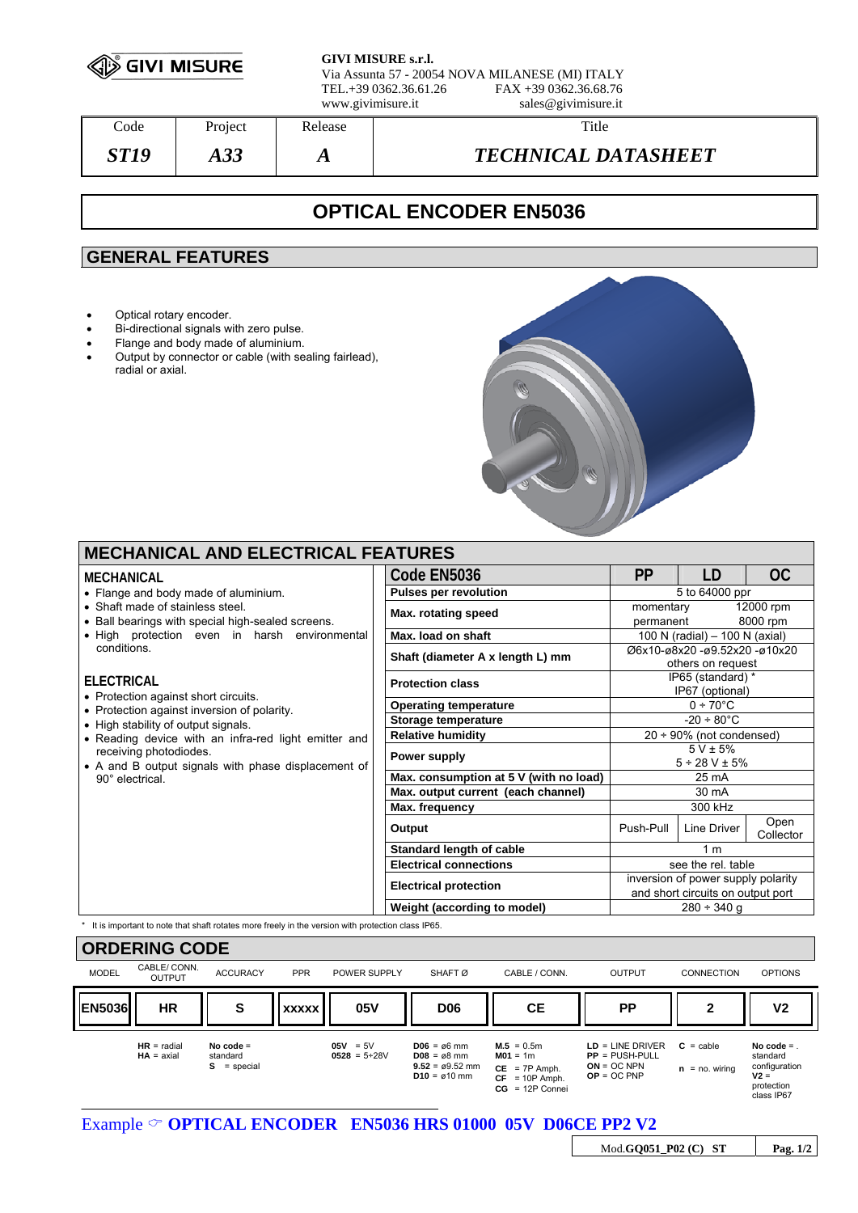**GIVI MISURE**

**GIVI MISURE s.r.l.**
Via Assunta 57 - 20054 NOVA MILANESE (MI) ITALY
TEL.+39 0362.36.61.26 FAX +39 0362.36.68.76
www.givimisure.it sales@givimisure.it

| Code | Project | Release | Title |
|---|---|---|---|
| *ST19* | *A33* | *A* | *TECHNICAL DATASHEET* |

# OPTICAL ENCODER EN5036

## GENERAL FEATURES

- Optical rotary encoder.
- Bi-directional signals with zero pulse.
- Flange and body made of aluminium.
- Output by connector or cable (with sealing fairlead), radial or axial.

## MECHANICAL AND ELECTRICAL FEATURES

### MECHANICAL

- Flange and body made of aluminium.
- Shaft made of stainless steel.
- Ball bearings with special high-sealed screens.
- High protection even in harsh environmental conditions.

### ELECTRICAL

- Protection against short circuits.
- Protection against inversion of polarity.
- High stability of output signals.
- Reading device with an infra-red light emitter and receiving photodiodes.
- A and B output signals with phase displacement of 90° electrical.

| Code EN5036 | PP | LD | OC |
|---|---|---|---|
| Pulses per revolution | 5 to 64000 ppr | | |
| Max. rotating speed | momentary 12000 rpm<br>permanent 8000 rpm | | |
| Max. load on shaft | 100 N (radial) – 100 N (axial) | | |
| Shaft (diameter A x length L) mm | Ø6x10-ø8x20 -ø9.52x20 -ø10x20<br>others on request | | |
| Protection class | IP65 (standard) *<br>IP67 (optional) | | |
| Operating temperature | 0 ÷ 70°C | | |
| Storage temperature | -20 ÷ 80°C | | |
| Relative humidity | 20 ÷ 90% (not condensed) | | |
| Power supply | 5 V ± 5%<br>5 ÷ 28 V ± 5% | | |
| Max. consumption at 5 V (with no load) | 25 mA | | |
| Max. output current (each channel) | 30 mA | | |
| Max. frequency | 300 kHz | | |
| Output | Push-Pull | Line Driver | Open Collector |
| Standard length of cable | 1 m | | |
| Electrical connections | see the rel. table | | |
| Electrical protection | inversion of power supply polarity and short circuits on output port | | |
| Weight (according to model) | 280 ÷ 340 g | | |

\* It is important to note that shaft rotates more freely in the version with protection class IP65.

## ORDERING CODE

| MODEL | CABLE/ CONN. OUTPUT | ACCURACY | PPR | POWER SUPPLY | SHAFT Ø | CABLE / CONN. | OUTPUT | CONNECTION | OPTIONS |
|---|---|---|---|---|---|---|---|---|---|
| **EN5036** | **HR** | **S** | **XXXXX** | **05V** | **D06** | **CE** | **PP** | **2** | **V2** |
| | **HR** = radial<br>**HA** = axial | **No code** = standard<br>**S** = special | | **05V** = 5V<br>**0528** = 5÷28V | **D06** = ø6 mm<br>**D08** = ø8 mm<br>**9.52** = ø9.52 mm<br>**D10** = ø10 mm | **M.5** = 0.5m<br>**M01** = 1m<br>**CE** = 7P Amph.<br>**CF** = 10P Amph.<br>**CG** = 12P Connei | **LD** = LINE DRIVER<br>**PP** = PUSH-PULL<br>**ON** = OC NPN<br>**OP** = OC PNP | **C** = cable<br>**n** = no. wiring | **No code** = standard configuration<br>**V2** = protection class IP67 |

Example ☞ **OPTICAL ENCODER EN5036 HRS 01000 05V D06CE PP2 V2**

Mod.**GQ051_P02 (C) ST**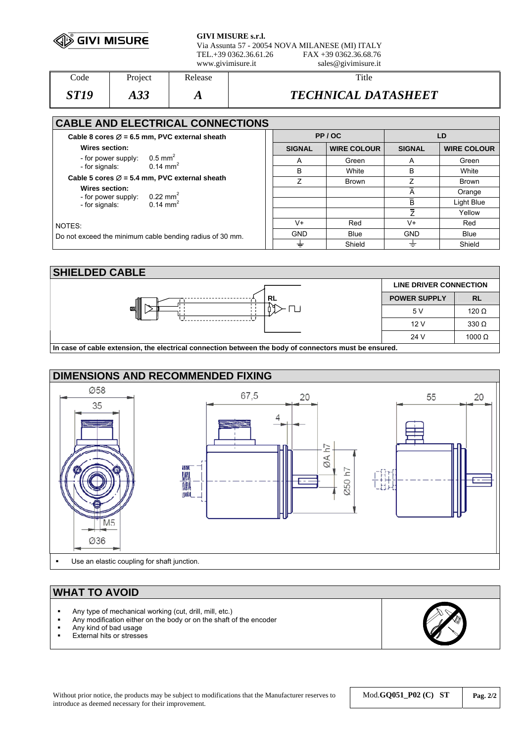GIVI MISURE

**GIVI MISURE s.r.l.**
Via Assunta 57 - 20054 NOVA MILANESE (MI) ITALY
TEL.+39 0362.36.61.26 FAX +39 0362.36.68.76
www.givimisure.it sales@givimisure.it

| Code | Project | Release | Title |
|---|---|---|---|
| *ST19* | *A33* | *A* | *TECHNICAL DATASHEET* |

## CABLE AND ELECTRICAL CONNECTIONS

**Cable 8 cores ∅ = 6.5 mm, PVC external sheath**

**Wires section:**
- for power supply: 0.5 $mm^2$
- for signals: 0.14 $mm^2$

**Cable 5 cores ∅ = 5.4 mm, PVC external sheath**

**Wires section:**
- for power supply: 0.22 $mm^2$
- for signals: 0.14 $mm^2$

NOTES:
Do not exceed the minimum cable bending radius of 30 mm.

| PP / OC | | LD | |
|---|---|---|---|
| **SIGNAL** | **WIRE COLOUR** | **SIGNAL** | **WIRE COLOUR** |
| A | Green | A | Green |
| B | White | B | White |
| Z | Brown | Z | Brown |
| | | $\overline{A}$ | Orange |
| | | $\overline{B}$ | Light Blue |
| | | $\overline{Z}$ | Yellow |
| V+ | Red | V+ | Red |
| GND | Blue | GND | Blue |
| ⏚ | Shield | ⏚ | Shield |

## SHIELDED CABLE

RL

| LINE DRIVER CONNECTION | |
|---|---|
| **POWER SUPPLY** | **RL** |
| 5 V | 120 Ω |
| 12 V | 330 Ω |
| 24 V | 1000 Ω |

**In case of cable extension, the electrical connection between the body of connectors must be ensured.**

## DIMENSIONS AND RECOMMENDED FIXING

Ø58
35
M5
Ø36
67,5
20
4
ØA h7
Ø50 h7
55
20

- Use an elastic coupling for shaft junction.

## WHAT TO AVOID

- Any type of mechanical working (cut, drill, mill, etc.)
- Any modification either on the body or on the shaft of the encoder
- Any kind of bad usage
- External hits or stresses

Without prior notice, the products may be subject to modifications that the Manufacturer reserves to introduce as deemed necessary for their improvement.

Mod.**GQ051_P02 (C) ST**